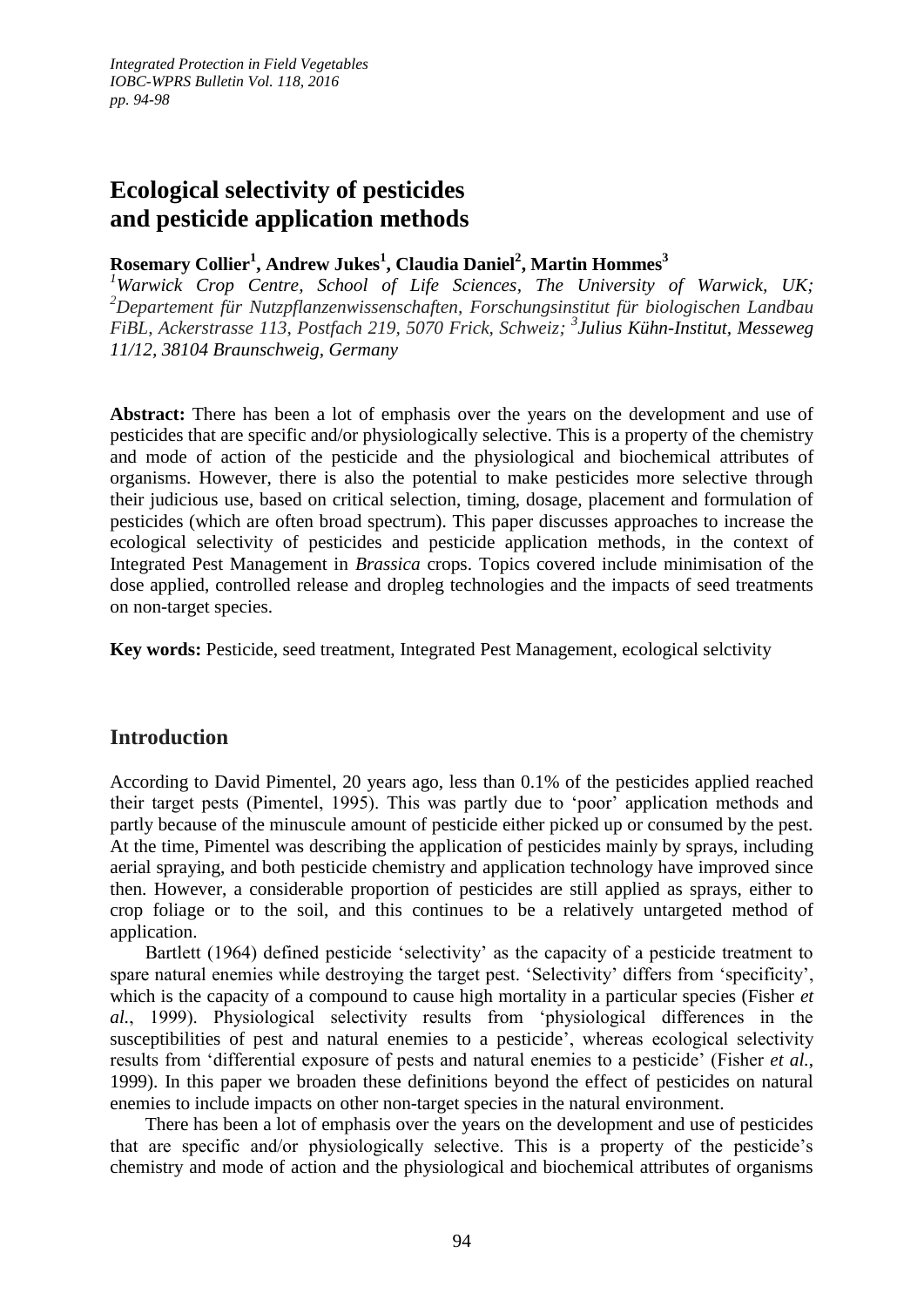# Ecological selectivity of pesticides and pesticide application methods

**Rosemary Collier[1], Andrew Jukes[1], Claudia Daniel[2], Martin Hommes[3]**

[1]*Warwick Crop Centre, School of Life Sciences, The University of Warwick, UK;* [2]*Departement für Nutzpflanzenwissenschaften, Forschungsinstitut für biologischen Landbau FiBL, Ackerstrasse 113, Postfach 219, 5070 Frick, Schweiz;* [3]*Julius Kühn-Institut, Messeweg 11/12, 38104 Braunschweig, Germany*

**Abstract:** There has been a lot of emphasis over the years on the development and use of pesticides that are specific and/or physiologically selective. This is a property of the chemistry and mode of action of the pesticide and the physiological and biochemical attributes of organisms. However, there is also the potential to make pesticides more selective through their judicious use, based on critical selection, timing, dosage, placement and formulation of pesticides (which are often broad spectrum). This paper discusses approaches to increase the ecological selectivity of pesticides and pesticide application methods, in the context of Integrated Pest Management in *Brassica* crops. Topics covered include minimisation of the dose applied, controlled release and dropleg technologies and the impacts of seed treatments on non-target species.

**Key words:** Pesticide, seed treatment, Integrated Pest Management, ecological selctivity

## Introduction

According to David Pimentel, 20 years ago, less than 0.1% of the pesticides applied reached their target pests (Pimentel, 1995). This was partly due to 'poor' application methods and partly because of the minuscule amount of pesticide either picked up or consumed by the pest. At the time, Pimentel was describing the application of pesticides mainly by sprays, including aerial spraying, and both pesticide chemistry and application technology have improved since then. However, a considerable proportion of pesticides are still applied as sprays, either to crop foliage or to the soil, and this continues to be a relatively untargeted method of application.

Bartlett (1964) defined pesticide 'selectivity' as the capacity of a pesticide treatment to spare natural enemies while destroying the target pest. 'Selectivity' differs from 'specificity', which is the capacity of a compound to cause high mortality in a particular species (Fisher *et al.*, 1999). Physiological selectivity results from 'physiological differences in the susceptibilities of pest and natural enemies to a pesticide', whereas ecological selectivity results from 'differential exposure of pests and natural enemies to a pesticide' (Fisher *et al.*, 1999). In this paper we broaden these definitions beyond the effect of pesticides on natural enemies to include impacts on other non-target species in the natural environment.

There has been a lot of emphasis over the years on the development and use of pesticides that are specific and/or physiologically selective. This is a property of the pesticide's chemistry and mode of action and the physiological and biochemical attributes of organisms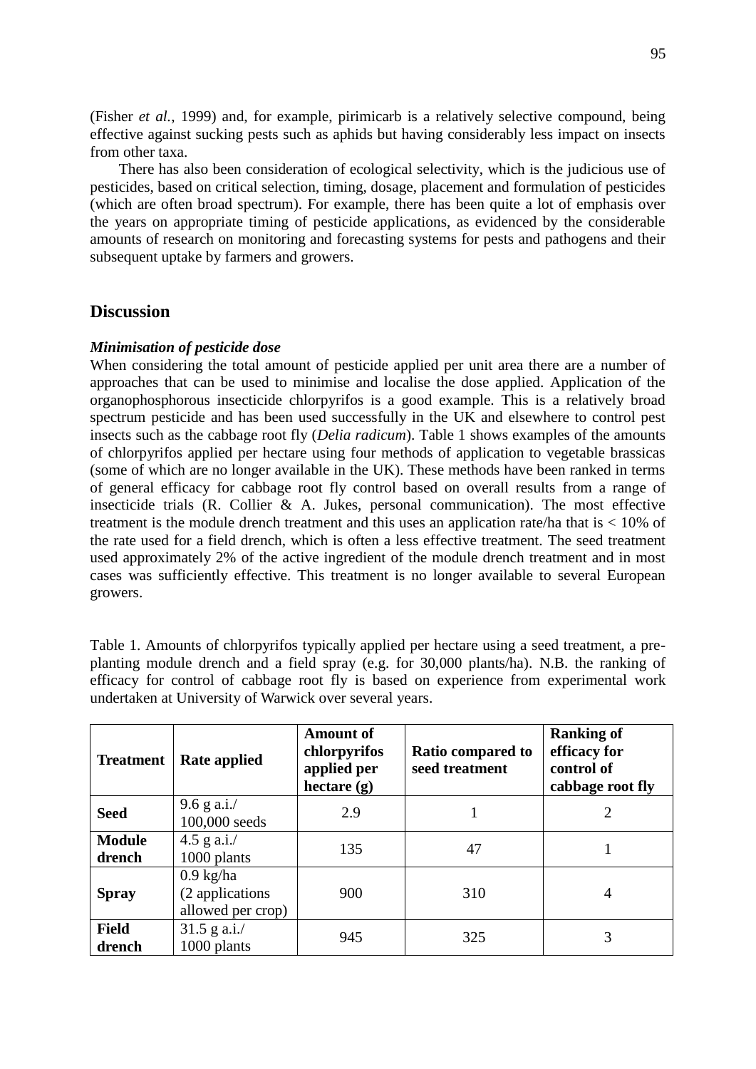(Fisher *et al.*, 1999) and, for example, pirimicarb is a relatively selective compound, being effective against sucking pests such as aphids but having considerably less impact on insects from other taxa.

There has also been consideration of ecological selectivity, which is the judicious use of pesticides, based on critical selection, timing, dosage, placement and formulation of pesticides (which are often broad spectrum). For example, there has been quite a lot of emphasis over the years on appropriate timing of pesticide applications, as evidenced by the considerable amounts of research on monitoring and forecasting systems for pests and pathogens and their subsequent uptake by farmers and growers.

## Discussion

### *Minimisation of pesticide dose*

When considering the total amount of pesticide applied per unit area there are a number of approaches that can be used to minimise and localise the dose applied. Application of the organophosphorous insecticide chlorpyrifos is a good example. This is a relatively broad spectrum pesticide and has been used successfully in the UK and elsewhere to control pest insects such as the cabbage root fly (*Delia radicum*). Table 1 shows examples of the amounts of chlorpyrifos applied per hectare using four methods of application to vegetable brassicas (some of which are no longer available in the UK). These methods have been ranked in terms of general efficacy for cabbage root fly control based on overall results from a range of insecticide trials (R. Collier & A. Jukes, personal communication). The most effective treatment is the module drench treatment and this uses an application rate/ha that is < 10% of the rate used for a field drench, which is often a less effective treatment. The seed treatment used approximately 2% of the active ingredient of the module drench treatment and in most cases was sufficiently effective. This treatment is no longer available to several European growers.

Table 1. Amounts of chlorpyrifos typically applied per hectare using a seed treatment, a pre-planting module drench and a field spray (e.g. for 30,000 plants/ha). N.B. the ranking of efficacy for control of cabbage root fly is based on experience from experimental work undertaken at University of Warwick over several years.

| Treatment | Rate applied | Amount of chlorpyrifos applied per hectare (g) | Ratio compared to seed treatment | Ranking of efficacy for control of cabbage root fly |
|---|---|---|---|---|
| **Seed** | 9.6 g a.i./ 100,000 seeds | 2.9 | 1 | 2 |
| **Module drench** | 4.5 g a.i./ 1000 plants | 135 | 47 | 1 |
| **Spray** | 0.9 kg/ha (2 applications allowed per crop) | 900 | 310 | 4 |
| **Field drench** | 31.5 g a.i./ 1000 plants | 945 | 325 | 3 |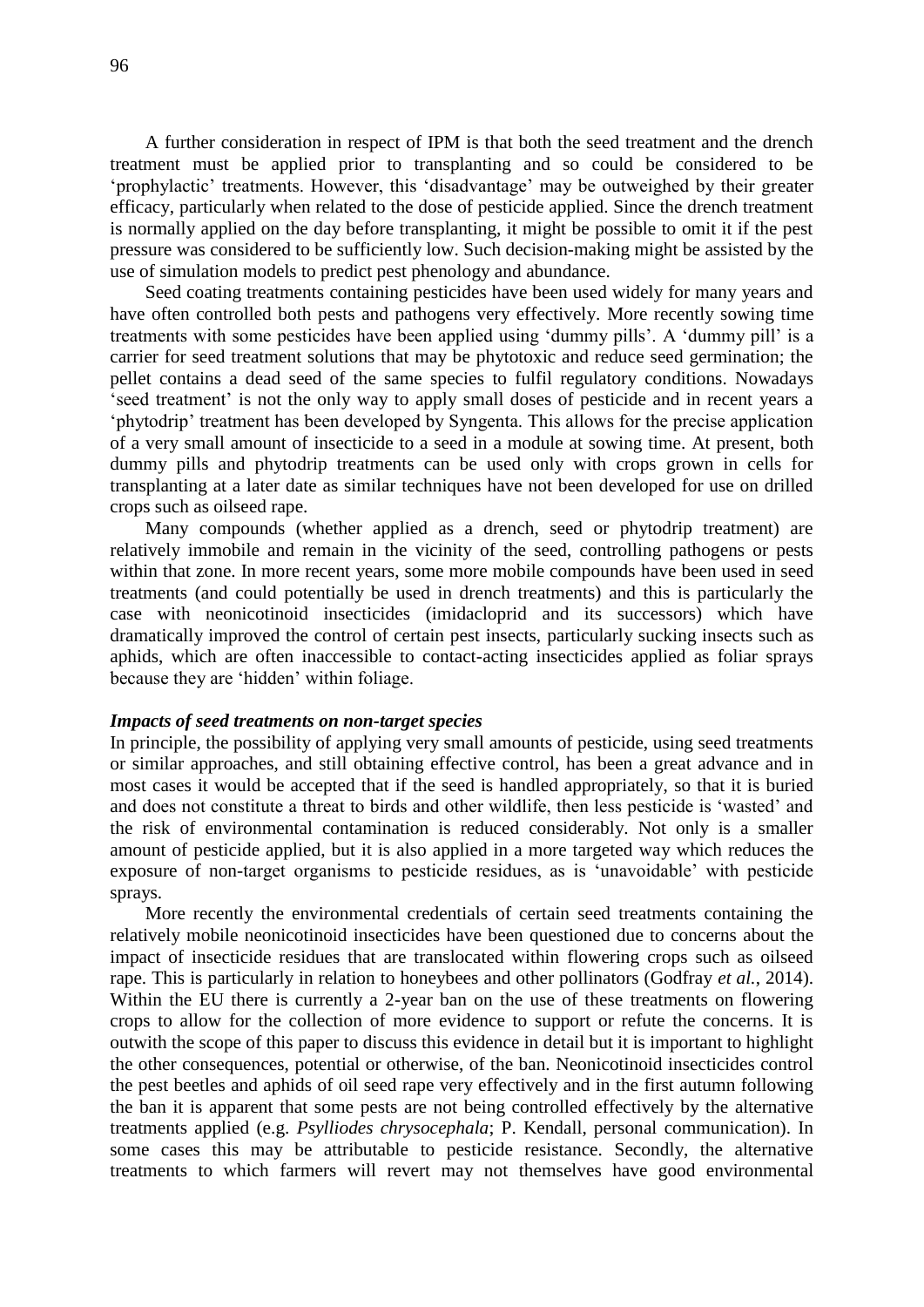A further consideration in respect of IPM is that both the seed treatment and the drench treatment must be applied prior to transplanting and so could be considered to be 'prophylactic' treatments. However, this 'disadvantage' may be outweighed by their greater efficacy, particularly when related to the dose of pesticide applied. Since the drench treatment is normally applied on the day before transplanting, it might be possible to omit it if the pest pressure was considered to be sufficiently low. Such decision-making might be assisted by the use of simulation models to predict pest phenology and abundance.

Seed coating treatments containing pesticides have been used widely for many years and have often controlled both pests and pathogens very effectively. More recently sowing time treatments with some pesticides have been applied using 'dummy pills'. A 'dummy pill' is a carrier for seed treatment solutions that may be phytotoxic and reduce seed germination; the pellet contains a dead seed of the same species to fulfil regulatory conditions. Nowadays 'seed treatment' is not the only way to apply small doses of pesticide and in recent years a 'phytodrip' treatment has been developed by Syngenta. This allows for the precise application of a very small amount of insecticide to a seed in a module at sowing time. At present, both dummy pills and phytodrip treatments can be used only with crops grown in cells for transplanting at a later date as similar techniques have not been developed for use on drilled crops such as oilseed rape.

Many compounds (whether applied as a drench, seed or phytodrip treatment) are relatively immobile and remain in the vicinity of the seed, controlling pathogens or pests within that zone. In more recent years, some more mobile compounds have been used in seed treatments (and could potentially be used in drench treatments) and this is particularly the case with neonicotinoid insecticides (imidacloprid and its successors) which have dramatically improved the control of certain pest insects, particularly sucking insects such as aphids, which are often inaccessible to contact-acting insecticides applied as foliar sprays because they are 'hidden' within foliage.

### *Impacts of seed treatments on non-target species*

In principle, the possibility of applying very small amounts of pesticide, using seed treatments or similar approaches, and still obtaining effective control, has been a great advance and in most cases it would be accepted that if the seed is handled appropriately, so that it is buried and does not constitute a threat to birds and other wildlife, then less pesticide is 'wasted' and the risk of environmental contamination is reduced considerably. Not only is a smaller amount of pesticide applied, but it is also applied in a more targeted way which reduces the exposure of non-target organisms to pesticide residues, as is 'unavoidable' with pesticide sprays.

More recently the environmental credentials of certain seed treatments containing the relatively mobile neonicotinoid insecticides have been questioned due to concerns about the impact of insecticide residues that are translocated within flowering crops such as oilseed rape. This is particularly in relation to honeybees and other pollinators (Godfray *et al.*, 2014). Within the EU there is currently a 2-year ban on the use of these treatments on flowering crops to allow for the collection of more evidence to support or refute the concerns. It is outwith the scope of this paper to discuss this evidence in detail but it is important to highlight the other consequences, potential or otherwise, of the ban. Neonicotinoid insecticides control the pest beetles and aphids of oil seed rape very effectively and in the first autumn following the ban it is apparent that some pests are not being controlled effectively by the alternative treatments applied (e.g. *Psylliodes chrysocephala*; P. Kendall, personal communication). In some cases this may be attributable to pesticide resistance. Secondly, the alternative treatments to which farmers will revert may not themselves have good environmental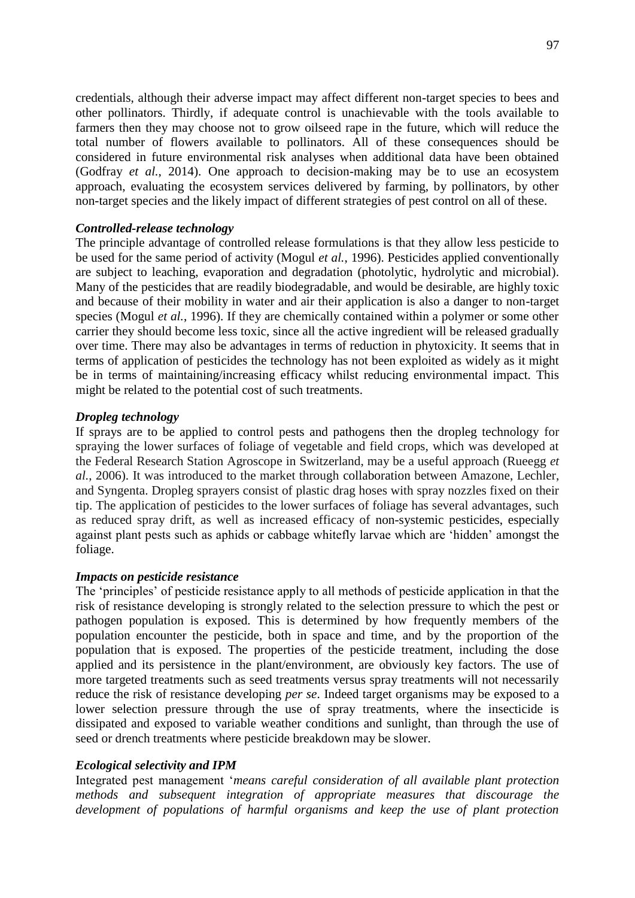credentials, although their adverse impact may affect different non-target species to bees and other pollinators. Thirdly, if adequate control is unachievable with the tools available to farmers then they may choose not to grow oilseed rape in the future, which will reduce the total number of flowers available to pollinators. All of these consequences should be considered in future environmental risk analyses when additional data have been obtained (Godfray *et al.*, 2014). One approach to decision-making may be to use an ecosystem approach, evaluating the ecosystem services delivered by farming, by pollinators, by other non-target species and the likely impact of different strategies of pest control on all of these.

***Controlled-release technology***

The principle advantage of controlled release formulations is that they allow less pesticide to be used for the same period of activity (Mogul *et al.*, 1996). Pesticides applied conventionally are subject to leaching, evaporation and degradation (photolytic, hydrolytic and microbial). Many of the pesticides that are readily biodegradable, and would be desirable, are highly toxic and because of their mobility in water and air their application is also a danger to non-target species (Mogul *et al.*, 1996). If they are chemically contained within a polymer or some other carrier they should become less toxic, since all the active ingredient will be released gradually over time. There may also be advantages in terms of reduction in phytoxicity. It seems that in terms of application of pesticides the technology has not been exploited as widely as it might be in terms of maintaining/increasing efficacy whilst reducing environmental impact. This might be related to the potential cost of such treatments.

***Dropleg technology***

If sprays are to be applied to control pests and pathogens then the dropleg technology for spraying the lower surfaces of foliage of vegetable and field crops, which was developed at the Federal Research Station Agroscope in Switzerland, may be a useful approach (Rueegg *et al.*, 2006). It was introduced to the market through collaboration between Amazone, Lechler, and Syngenta. Dropleg sprayers consist of plastic drag hoses with spray nozzles fixed on their tip. The application of pesticides to the lower surfaces of foliage has several advantages, such as reduced spray drift, as well as increased efficacy of non-systemic pesticides, especially against plant pests such as aphids or cabbage whitefly larvae which are 'hidden' amongst the foliage.

***Impacts on pesticide resistance***

The 'principles' of pesticide resistance apply to all methods of pesticide application in that the risk of resistance developing is strongly related to the selection pressure to which the pest or pathogen population is exposed. This is determined by how frequently members of the population encounter the pesticide, both in space and time, and by the proportion of the population that is exposed. The properties of the pesticide treatment, including the dose applied and its persistence in the plant/environment, are obviously key factors. The use of more targeted treatments such as seed treatments versus spray treatments will not necessarily reduce the risk of resistance developing *per se*. Indeed target organisms may be exposed to a lower selection pressure through the use of spray treatments, where the insecticide is dissipated and exposed to variable weather conditions and sunlight, than through the use of seed or drench treatments where pesticide breakdown may be slower.

***Ecological selectivity and IPM***

Integrated pest management '*means careful consideration of all available plant protection methods and subsequent integration of appropriate measures that discourage the development of populations of harmful organisms and keep the use of plant protection*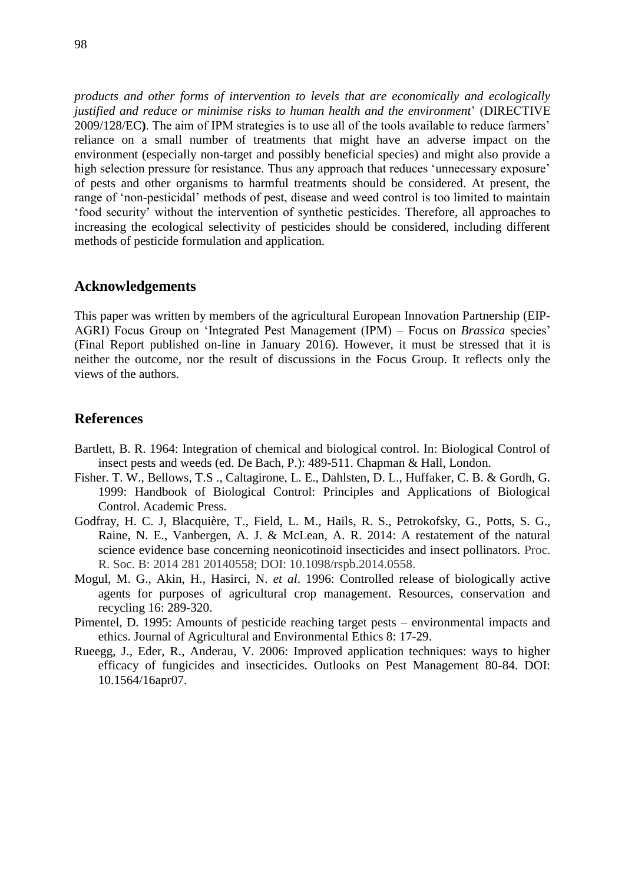*products and other forms of intervention to levels that are economically and ecologically justified and reduce or minimise risks to human health and the environment*' (DIRECTIVE 2009/128/EC**)**. The aim of IPM strategies is to use all of the tools available to reduce farmers' reliance on a small number of treatments that might have an adverse impact on the environment (especially non-target and possibly beneficial species) and might also provide a high selection pressure for resistance. Thus any approach that reduces 'unnecessary exposure' of pests and other organisms to harmful treatments should be considered. At present, the range of 'non-pesticidal' methods of pest, disease and weed control is too limited to maintain 'food security' without the intervention of synthetic pesticides. Therefore, all approaches to increasing the ecological selectivity of pesticides should be considered, including different methods of pesticide formulation and application.

## Acknowledgements

This paper was written by members of the agricultural European Innovation Partnership (EIP-AGRI) Focus Group on 'Integrated Pest Management (IPM) – Focus on *Brassica* species' (Final Report published on-line in January 2016). However, it must be stressed that it is neither the outcome, nor the result of discussions in the Focus Group. It reflects only the views of the authors.

## References

Bartlett, B. R. 1964: Integration of chemical and biological control. In: Biological Control of insect pests and weeds (ed. De Bach, P.): 489-511. Chapman & Hall, London.

Fisher. T. W., Bellows, T.S ., Caltagirone, L. E., Dahlsten, D. L., Huffaker, C. B. & Gordh, G. 1999: Handbook of Biological Control: Principles and Applications of Biological Control. Academic Press.

Godfray, H. C. J, Blacquière, T., Field, L. M., Hails, R. S., Petrokofsky, G., Potts, S. G., Raine, N. E., Vanbergen, A. J. & McLean, A. R. 2014: A restatement of the natural science evidence base concerning neonicotinoid insecticides and insect pollinators. Proc. R. Soc. B: 2014 281 20140558; DOI: 10.1098/rspb.2014.0558.

Mogul, M. G., Akin, H., Hasirci, N. *et al*. 1996: Controlled release of biologically active agents for purposes of agricultural crop management. Resources, conservation and recycling 16: 289-320.

Pimentel, D. 1995: Amounts of pesticide reaching target pests – environmental impacts and ethics. Journal of Agricultural and Environmental Ethics 8: 17-29.

Rueegg, J., Eder, R., Anderau, V. 2006: Improved application techniques: ways to higher efficacy of fungicides and insecticides. Outlooks on Pest Management 80-84. DOI: 10.1564/16apr07.